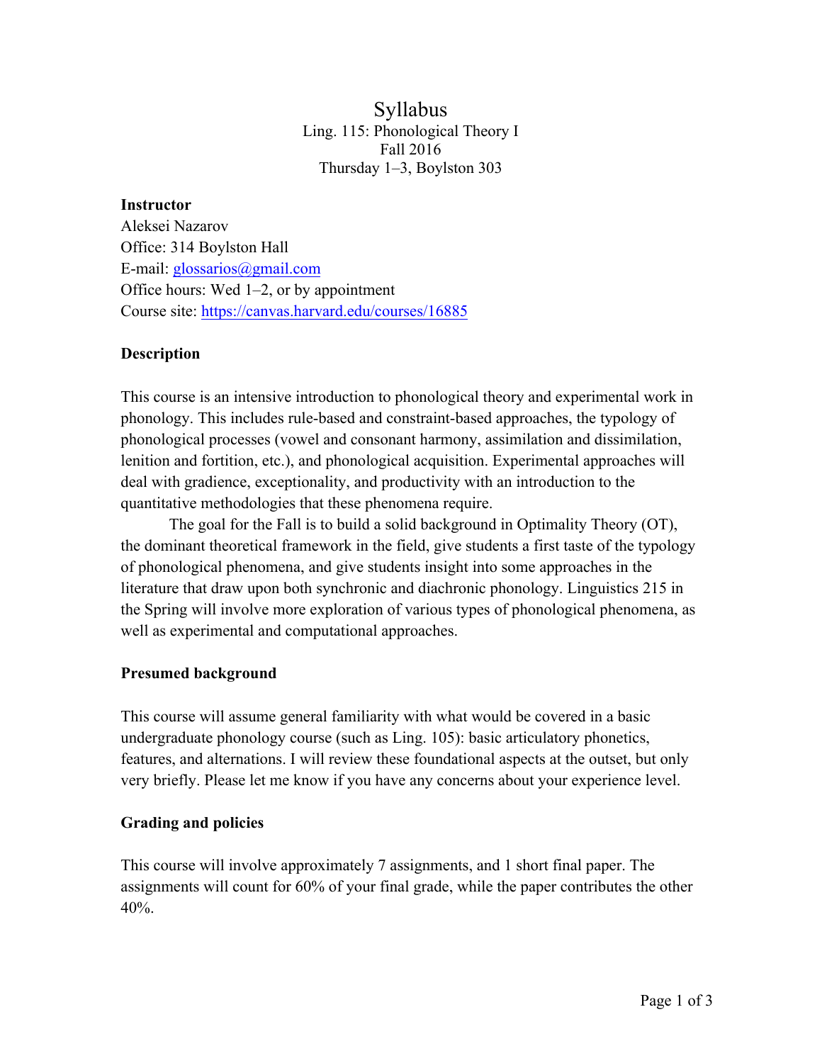# Syllabus

Ling. 115: Phonological Theory I
Fall 2016
Thursday 1–3, Boylston 303

**Instructor**

Aleksei Nazarov
Office: 314 Boylston Hall
E-mail: glossarios@gmail.com
Office hours: Wed 1–2, or by appointment
Course site: https://canvas.harvard.edu/courses/16885

## Description

This course is an intensive introduction to phonological theory and experimental work in phonology. This includes rule-based and constraint-based approaches, the typology of phonological processes (vowel and consonant harmony, assimilation and dissimilation, lenition and fortition, etc.), and phonological acquisition. Experimental approaches will deal with gradience, exceptionality, and productivity with an introduction to the quantitative methodologies that these phenomena require.

The goal for the Fall is to build a solid background in Optimality Theory (OT), the dominant theoretical framework in the field, give students a first taste of the typology of phonological phenomena, and give students insight into some approaches in the literature that draw upon both synchronic and diachronic phonology. Linguistics 215 in the Spring will involve more exploration of various types of phonological phenomena, as well as experimental and computational approaches.

## Presumed background

This course will assume general familiarity with what would be covered in a basic undergraduate phonology course (such as Ling. 105): basic articulatory phonetics, features, and alternations. I will review these foundational aspects at the outset, but only very briefly. Please let me know if you have any concerns about your experience level.

## Grading and policies

This course will involve approximately 7 assignments, and 1 short final paper. The assignments will count for 60% of your final grade, while the paper contributes the other 40%.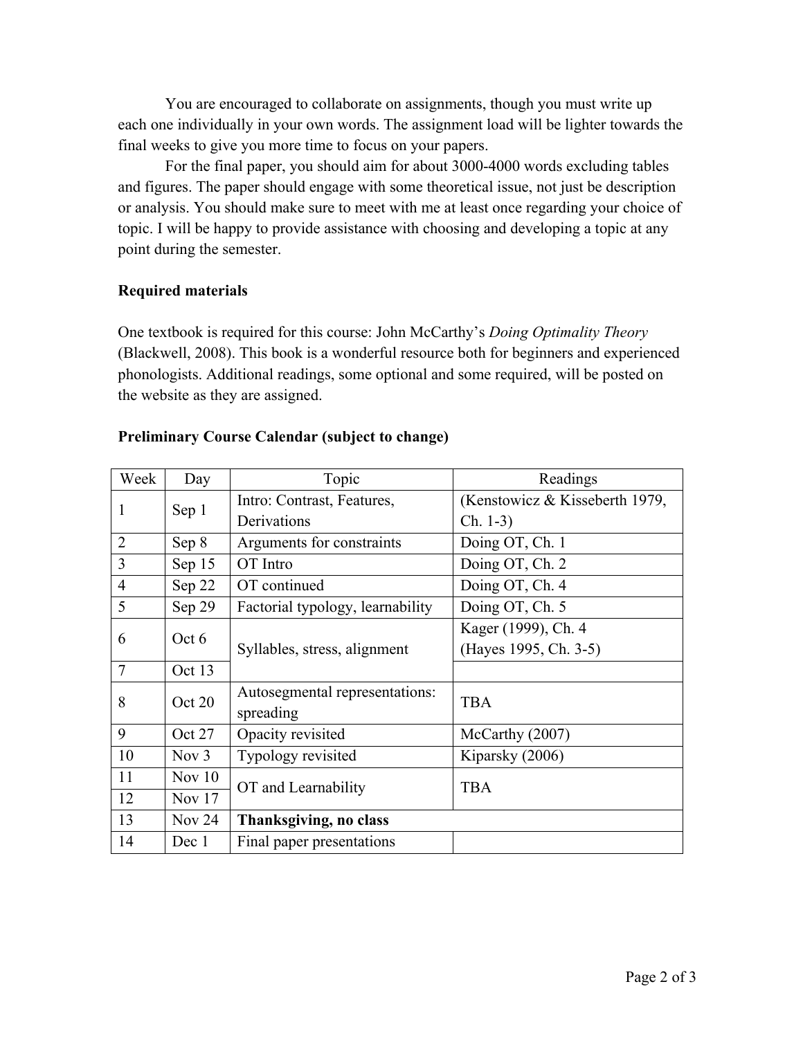You are encouraged to collaborate on assignments, though you must write up each one individually in your own words. The assignment load will be lighter towards the final weeks to give you more time to focus on your papers.

For the final paper, you should aim for about 3000-4000 words excluding tables and figures. The paper should engage with some theoretical issue, not just be description or analysis. You should make sure to meet with me at least once regarding your choice of topic. I will be happy to provide assistance with choosing and developing a topic at any point during the semester.

**Required materials**

One textbook is required for this course: John McCarthy's *Doing Optimality Theory* (Blackwell, 2008). This book is a wonderful resource both for beginners and experienced phonologists. Additional readings, some optional and some required, will be posted on the website as they are assigned.

**Preliminary Course Calendar (subject to change)**

| Week | Day | Topic | Readings |
|---|---|---|---|
| 1 | Sep 1 | Intro: Contrast, Features, Derivations | (Kenstowicz & Kisseberth 1979, Ch. 1-3) |
| 2 | Sep 8 | Arguments for constraints | Doing OT, Ch. 1 |
| 3 | Sep 15 | OT Intro | Doing OT, Ch. 2 |
| 4 | Sep 22 | OT continued | Doing OT, Ch. 4 |
| 5 | Sep 29 | Factorial typology, learnability | Doing OT, Ch. 5 |
| 6 | Oct 6 | Syllables, stress, alignment | Kager (1999), Ch. 4 (Hayes 1995, Ch. 3-5) |
| 7 | Oct 13 | | |
| 8 | Oct 20 | Autosegmental representations: spreading | TBA |
| 9 | Oct 27 | Opacity revisited | McCarthy (2007) |
| 10 | Nov 3 | Typology revisited | Kiparsky (2006) |
| 11 | Nov 10 | OT and Learnability | TBA |
| 12 | Nov 17 | | |
| 13 | Nov 24 | **Thanksgiving, no class** | |
| 14 | Dec 1 | Final paper presentations | |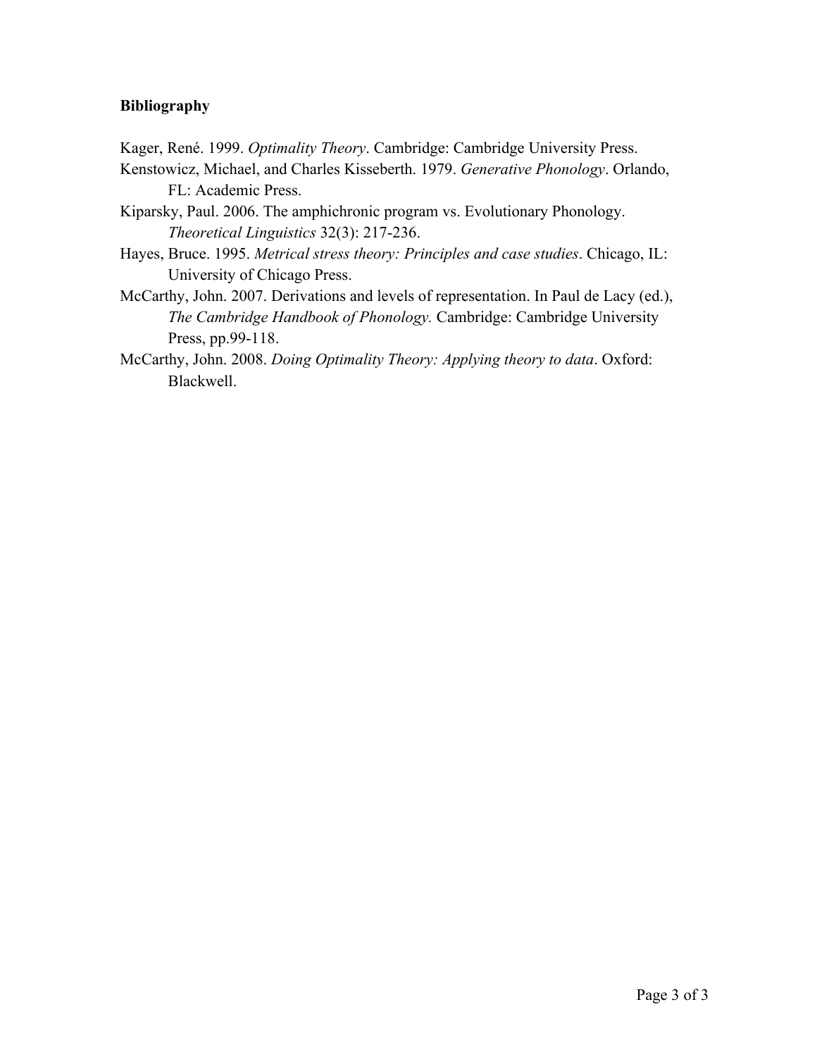**Bibliography**

Kager, René. 1999. *Optimality Theory*. Cambridge: Cambridge University Press.

Kenstowicz, Michael, and Charles Kisseberth. 1979. *Generative Phonology*. Orlando, FL: Academic Press.

Kiparsky, Paul. 2006. The amphichronic program vs. Evolutionary Phonology. *Theoretical Linguistics* 32(3): 217-236.

Hayes, Bruce. 1995. *Metrical stress theory: Principles and case studies*. Chicago, IL: University of Chicago Press.

McCarthy, John. 2007. Derivations and levels of representation. In Paul de Lacy (ed.), *The Cambridge Handbook of Phonology.* Cambridge: Cambridge University Press, pp.99-118.

McCarthy, John. 2008. *Doing Optimality Theory: Applying theory to data*. Oxford: Blackwell.